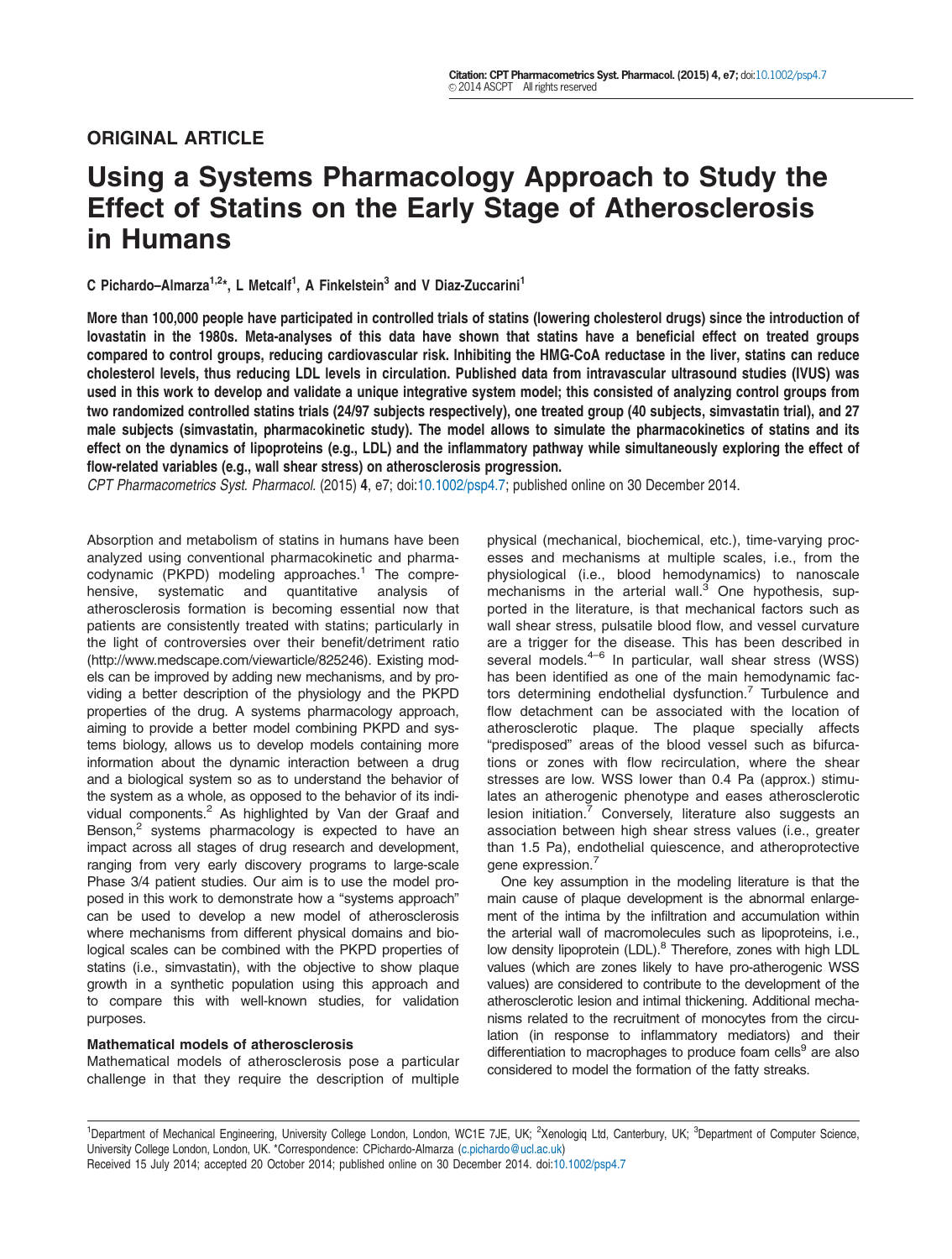ORIGINAL ARTICLE

# Using a Systems Pharmacology Approach to Study the Effect of Statins on the Early Stage of Atherosclerosis in Humans

C Pichardo–Almarza[1,2]*, L Metcalf[1], A Finkelstein[3] and V Diaz-Zuccarini[1]

**More than 100,000 people have participated in controlled trials of statins (lowering cholesterol drugs) since the introduction of lovastatin in the 1980s. Meta-analyses of this data have shown that statins have a beneficial effect on treated groups compared to control groups, reducing cardiovascular risk. Inhibiting the HMG-CoA reductase in the liver, statins can reduce cholesterol levels, thus reducing LDL levels in circulation. Published data from intravascular ultrasound studies (IVUS) was used in this work to develop and validate a unique integrative system model; this consisted of analyzing control groups from two randomized controlled statins trials (24/97 subjects respectively), one treated group (40 subjects, simvastatin trial), and 27 male subjects (simvastatin, pharmacokinetic study). The model allows to simulate the pharmacokinetics of statins and its effect on the dynamics of lipoproteins (e.g., LDL) and the inflammatory pathway while simultaneously exploring the effect of flow-related variables (e.g., wall shear stress) on atherosclerosis progression.**

*CPT Pharmacometrics Syst. Pharmacol.* (2015) **4**, e7; doi:10.1002/psp4.7; published online on 30 December 2014.

Absorption and metabolism of statins in humans have been analyzed using conventional pharmacokinetic and pharmacodynamic (PKPD) modeling approaches.[1] The comprehensive, systematic and quantitative analysis of atherosclerosis formation is becoming essential now that patients are consistently treated with statins; particularly in the light of controversies over their benefit/detriment ratio (http://www.medscape.com/viewarticle/825246). Existing models can be improved by adding new mechanisms, and by providing a better description of the physiology and the PKPD properties of the drug. A systems pharmacology approach, aiming to provide a better model combining PKPD and systems biology, allows us to develop models containing more information about the dynamic interaction between a drug and a biological system so as to understand the behavior of the system as a whole, as opposed to the behavior of its individual components.[2] As highlighted by Van der Graaf and Benson,[2] systems pharmacology is expected to have an impact across all stages of drug research and development, ranging from very early discovery programs to large-scale Phase 3/4 patient studies. Our aim is to use the model proposed in this work to demonstrate how a "systems approach" can be used to develop a new model of atherosclerosis where mechanisms from different physical domains and biological scales can be combined with the PKPD properties of statins (i.e., simvastatin), with the objective to show plaque growth in a synthetic population using this approach and to compare this with well-known studies, for validation purposes.

### Mathematical models of atherosclerosis

Mathematical models of atherosclerosis pose a particular challenge in that they require the description of multiple physical (mechanical, biochemical, etc.), time-varying processes and mechanisms at multiple scales, i.e., from the physiological (i.e., blood hemodynamics) to nanoscale mechanisms in the arterial wall.[3] One hypothesis, supported in the literature, is that mechanical factors such as wall shear stress, pulsatile blood flow, and vessel curvature are a trigger for the disease. This has been described in several models.[4–6] In particular, wall shear stress (WSS) has been identified as one of the main hemodynamic factors determining endothelial dysfunction.[7] Turbulence and flow detachment can be associated with the location of atherosclerotic plaque. The plaque specially affects "predisposed" areas of the blood vessel such as bifurcations or zones with flow recirculation, where the shear stresses are low. WSS lower than 0.4 Pa (approx.) stimulates an atherogenic phenotype and eases atherosclerotic lesion initiation.[7] Conversely, literature also suggests an association between high shear stress values (i.e., greater than 1.5 Pa), endothelial quiescence, and atheroprotective gene expression.[7]

One key assumption in the modeling literature is that the main cause of plaque development is the abnormal enlargement of the intima by the infiltration and accumulation within the arterial wall of macromolecules such as lipoproteins, i.e., low density lipoprotein (LDL).[8] Therefore, zones with high LDL values (which are zones likely to have pro-atherogenic WSS values) are considered to contribute to the development of the atherosclerotic lesion and intimal thickening. Additional mechanisms related to the recruitment of monocytes from the circulation (in response to inflammatory mediators) and their differentiation to macrophages to produce foam cells[9] are also considered to model the formation of the fatty streaks.

[1]Department of Mechanical Engineering, University College London, London, WC1E 7JE, UK; [2]Xenologiq Ltd, Canterbury, UK; [3]Department of Computer Science, University College London, London, UK. *Correspondence: CPichardo-Almarza (c.pichardo@ucl.ac.uk)
Received 15 July 2014; accepted 20 October 2014; published online on 30 December 2014. doi:10.1002/psp4.7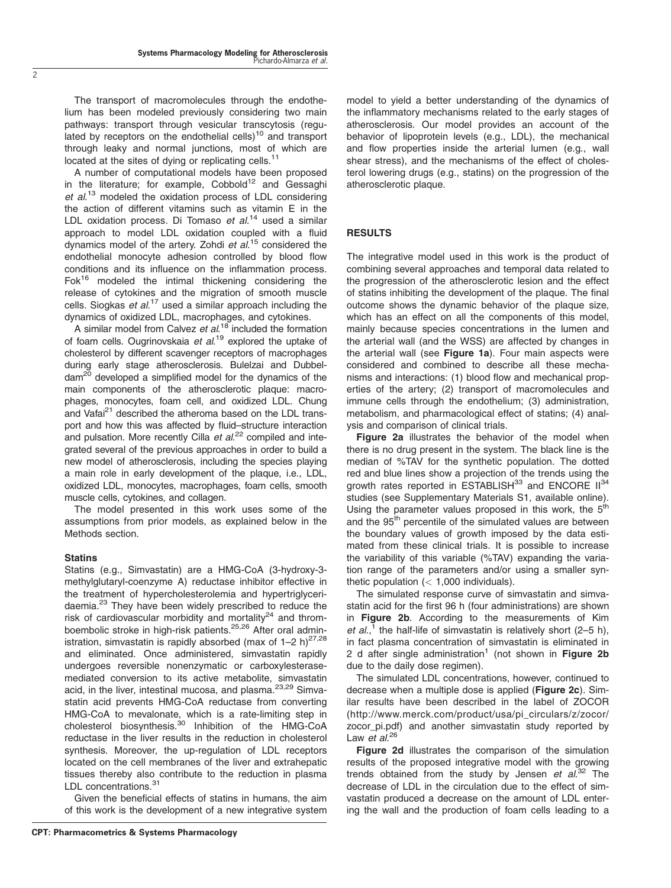The transport of macromolecules through the endothelium has been modeled previously considering two main pathways: transport through vesicular transcytosis (regulated by receptors on the endothelial cells)[10] and transport through leaky and normal junctions, most of which are located at the sites of dying or replicating cells.[11]

A number of computational models have been proposed in the literature; for example, Cobbold[12] and Gessaghi *et al.*[13] modeled the oxidation process of LDL considering the action of different vitamins such as vitamin E in the LDL oxidation process. Di Tomaso *et al.*[14] used a similar approach to model LDL oxidation coupled with a fluid dynamics model of the artery. Zohdi *et al.*[15] considered the endothelial monocyte adhesion controlled by blood flow conditions and its influence on the inflammation process. Fok[16] modeled the intimal thickening considering the release of cytokines and the migration of smooth muscle cells. Siogkas *et al.*[17] used a similar approach including the dynamics of oxidized LDL, macrophages, and cytokines.

A similar model from Calvez *et al.*[18] included the formation of foam cells. Ougrinovskaia *et al.*[19] explored the uptake of cholesterol by different scavenger receptors of macrophages during early stage atherosclerosis. Bulelzai and Dubbeldam[20] developed a simplified model for the dynamics of the main components of the atherosclerotic plaque: macrophages, monocytes, foam cell, and oxidized LDL. Chung and Vafai[21] described the atheroma based on the LDL transport and how this was affected by fluid–structure interaction and pulsation. More recently Cilla *et al.*[22] compiled and integrated several of the previous approaches in order to build a new model of atherosclerosis, including the species playing a main role in early development of the plaque, i.e., LDL, oxidized LDL, monocytes, macrophages, foam cells, smooth muscle cells, cytokines, and collagen.

The model presented in this work uses some of the assumptions from prior models, as explained below in the Methods section.

### Statins

Statins (e.g., Simvastatin) are a HMG-CoA (3-hydroxy-3-methylglutaryl-coenzyme A) reductase inhibitor effective in the treatment of hypercholesterolemia and hypertriglyceridaemia.[23] They have been widely prescribed to reduce the risk of cardiovascular morbidity and mortality[24] and thromboembolic stroke in high-risk patients.[25,26] After oral administration, simvastatin is rapidly absorbed (max of 1–2 h)[27,28] and eliminated. Once administered, simvastatin rapidly undergoes reversible nonenzymatic or carboxylesterase-mediated conversion to its active metabolite, simvastatin acid, in the liver, intestinal mucosa, and plasma.[23,29] Simvastatin acid prevents HMG-CoA reductase from converting HMG-CoA to mevalonate, which is a rate-limiting step in cholesterol biosynthesis.[30] Inhibition of the HMG-CoA reductase in the liver results in the reduction in cholesterol synthesis. Moreover, the up-regulation of LDL receptors located on the cell membranes of the liver and extrahepatic tissues thereby also contribute to the reduction in plasma LDL concentrations.[31]

Given the beneficial effects of statins in humans, the aim of this work is the development of a new integrative system model to yield a better understanding of the dynamics of the inflammatory mechanisms related to the early stages of atherosclerosis. Our model provides an account of the behavior of lipoprotein levels (e.g., LDL), the mechanical and flow properties inside the arterial lumen (e.g., wall shear stress), and the mechanisms of the effect of cholesterol lowering drugs (e.g., statins) on the progression of the atherosclerotic plaque.

## RESULTS

The integrative model used in this work is the product of combining several approaches and temporal data related to the progression of the atherosclerotic lesion and the effect of statins inhibiting the development of the plaque. The final outcome shows the dynamic behavior of the plaque size, which has an effect on all the components of this model, mainly because species concentrations in the lumen and the arterial wall (and the WSS) are affected by changes in the arterial wall (see **Figure 1a**). Four main aspects were considered and combined to describe all these mechanisms and interactions: (1) blood flow and mechanical properties of the artery; (2) transport of macromolecules and immune cells through the endothelium; (3) administration, metabolism, and pharmacological effect of statins; (4) analysis and comparison of clinical trials.

**Figure 2a** illustrates the behavior of the model when there is no drug present in the system. The black line is the median of %TAV for the synthetic population. The dotted red and blue lines show a projection of the trends using the growth rates reported in ESTABLISH[33] and ENCORE II[34] studies (see Supplementary Materials S1, available online). Using the parameter values proposed in this work, the 5[th] and the 95[th] percentile of the simulated values are between the boundary values of growth imposed by the data estimated from these clinical trials. It is possible to increase the variability of this variable (%TAV) expanding the variation range of the parameters and/or using a smaller synthetic population (< 1,000 individuals).

The simulated response curve of simvastatin and simvastatin acid for the first 96 h (four administrations) are shown in **Figure 2b**. According to the measurements of Kim *et al.*,[1] the half-life of simvastatin is relatively short (2–5 h), in fact plasma concentration of simvastatin is eliminated in 2 d after single administration[1] (not shown in **Figure 2b** due to the daily dose regimen).

The simulated LDL concentrations, however, continued to decrease when a multiple dose is applied (**Figure 2c**). Similar results have been described in the label of ZOCOR (http://www.merck.com/product/usa/pi_circulars/z/zocor/zocor_pi.pdf) and another simvastatin study reported by Law *et al.*[26]

**Figure 2d** illustrates the comparison of the simulation results of the proposed integrative model with the growing trends obtained from the study by Jensen *et al.*[32] The decrease of LDL in the circulation due to the effect of simvastatin produced a decrease on the amount of LDL entering the wall and the production of foam cells leading to a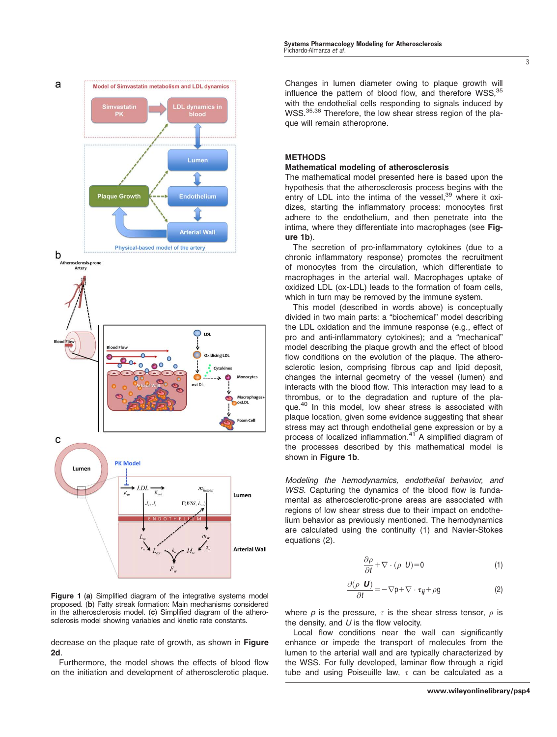Figure 1 (**a**) Simplified diagram of the integrative systems model proposed. (**b**) Fatty streak formation: Main mechanisms considered in the atherosclerosis model. (**c**) Simplified diagram of the atherosclerosis model showing variables and kinetic rate constants.

decrease on the plaque rate of growth, as shown in **Figure 2d**.

Furthermore, the model shows the effects of blood flow on the initiation and development of atherosclerotic plaque. Changes in lumen diameter owing to plaque growth will influence the pattern of blood flow, and therefore WSS,[35] with the endothelial cells responding to signals induced by WSS.[35,36] Therefore, the low shear stress region of the plaque will remain atheroprone.

## METHODS

### Mathematical modeling of atherosclerosis

The mathematical model presented here is based upon the hypothesis that the atherosclerosis process begins with the entry of LDL into the intima of the vessel,[39] where it oxidizes, starting the inflammatory process: monocytes first adhere to the endothelium, and then penetrate into the intima, where they differentiate into macrophages (see **Figure 1b**).

The secretion of pro-inflammatory cytokines (due to a chronic inflammatory response) promotes the recruitment of monocytes from the circulation, which differentiate to macrophages in the arterial wall. Macrophages uptake of oxidized LDL (ox-LDL) leads to the formation of foam cells, which in turn may be removed by the immune system.

This model (described in words above) is conceptually divided in two main parts: a "biochemical" model describing the LDL oxidation and the immune response (e.g., effect of pro and anti-inflammatory cytokines); and a "mechanical" model describing the plaque growth and the effect of blood flow conditions on the evolution of the plaque. The atherosclerotic lesion, comprising fibrous cap and lipid deposit, changes the internal geometry of the vessel (lumen) and interacts with the blood flow. This interaction may lead to a thrombus, or to the degradation and rupture of the plaque.[40] In this model, low shear stress is associated with plaque location, given some evidence suggesting that shear stress may act through endothelial gene expression or by a process of localized inflammation.[41] A simplified diagram of the processes described by this mathematical model is shown in **Figure 1b**.

*Modeling the hemodynamics, endothelial behavior, and WSS.* Capturing the dynamics of the blood flow is fundamental as atherosclerotic-prone areas are associated with regions of low shear stress due to their impact on endothelium behavior as previously mentioned. The hemodynamics are calculated using the continuity (1) and Navier-Stokes equations (2).

$$\frac{\partial \rho}{\partial t} + \nabla \cdot (\rho \ U) = 0 \tag{1}$$

$$\frac{\partial (\rho \ \mathbf{U})}{\partial t} = -\nabla p + \nabla \cdot \boldsymbol{\tau_{ij}} + \rho g \tag{2}$$

where $p$ is the pressure, $\tau$ is the shear stress tensor, $\rho$ is the density, and $U$ is the flow velocity.

Local flow conditions near the wall can significantly enhance or impede the transport of molecules from the lumen to the arterial wall and are typically characterized by the WSS. For fully developed, laminar flow through a rigid tube and using Poiseuille law, $\tau$ can be calculated as a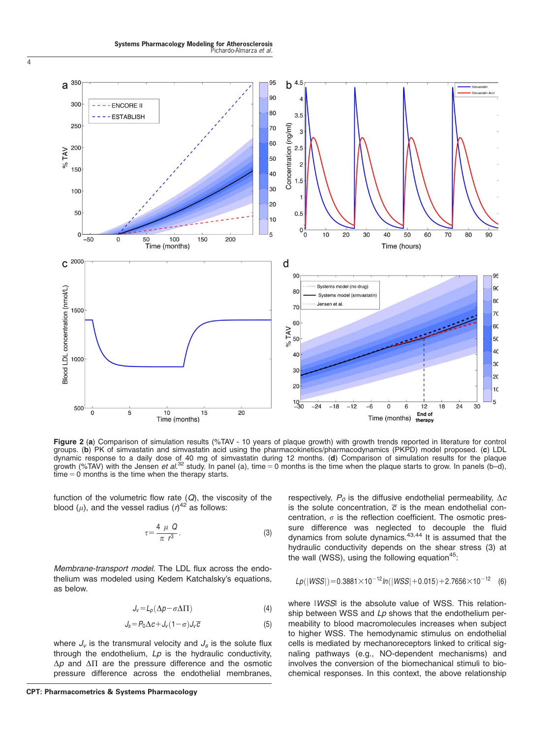**Figure 2** (**a**) Comparison of simulation results (%TAV - 10 years of plaque growth) with growth trends reported in literature for control groups. (**b**) PK of simvastatin and simvastatin acid using the pharmacokinetics/pharmacodynamics (PKPD) model proposed. (**c**) LDL dynamic response to a daily dose of 40 mg of simvastatin during 12 months. (**d**) Comparison of simulation results for the plaque growth (%TAV) with the Jensen *et al.*[32] study. In panel (a), time = 0 months is the time when the plaque starts to grow. In panels (b–d), time = 0 months is the time when the therapy starts.

function of the volumetric flow rate ($Q$), the viscosity of the blood ($\mu$), and the vessel radius ($r$)[42] as follows:

$$\tau = \frac{4\ \mu\ Q}{\pi\ r^3}. \tag{3}$$

*Membrane-transport model.* The LDL flux across the endothelium was modeled using Kedem Katchalsky's equations, as below.

$$J_v = L_p(\Delta p - \sigma \Delta \Pi) \tag{4}$$

$$J_s = P_0 \Delta c + J_v(1-\sigma) J_v \overline{c} \tag{5}$$

where $J_v$ is the transmural velocity and $J_s$ is the solute flux through the endothelium, $Lp$ is the hydraulic conductivity, $\Delta p$ and $\Delta\Pi$ are the pressure difference and the osmotic pressure difference across the endothelial membranes, respectively, $P_0$ is the diffusive endothelial permeability, $\Delta c$ is the solute concentration, $\overline{c}$ is the mean endothelial concentration, $\sigma$ is the reflection coefficient. The osmotic pressure difference was neglected to decouple the fluid dynamics from solute dynamics.[43,44] It is assumed that the hydraulic conductivity depends on the shear stress (3) at the wall (WSS), using the following equation[45]:

$$Lp(|WSS|) = 0.3881 \times 10^{-12} ln(|WSS| + 0.015) + 2.7656 \times 10^{-12} \tag{6}$$

where $|WSS|$ is the absolute value of WSS. This relationship between WSS and $Lp$ shows that the endothelium permeability to blood macromolecules increases when subject to higher WSS. The hemodynamic stimulus on endothelial cells is mediated by mechanoreceptors linked to critical signaling pathways (e.g., NO-dependent mechanisms) and involves the conversion of the biomechanical stimuli to biochemical responses. In this context, the above relationship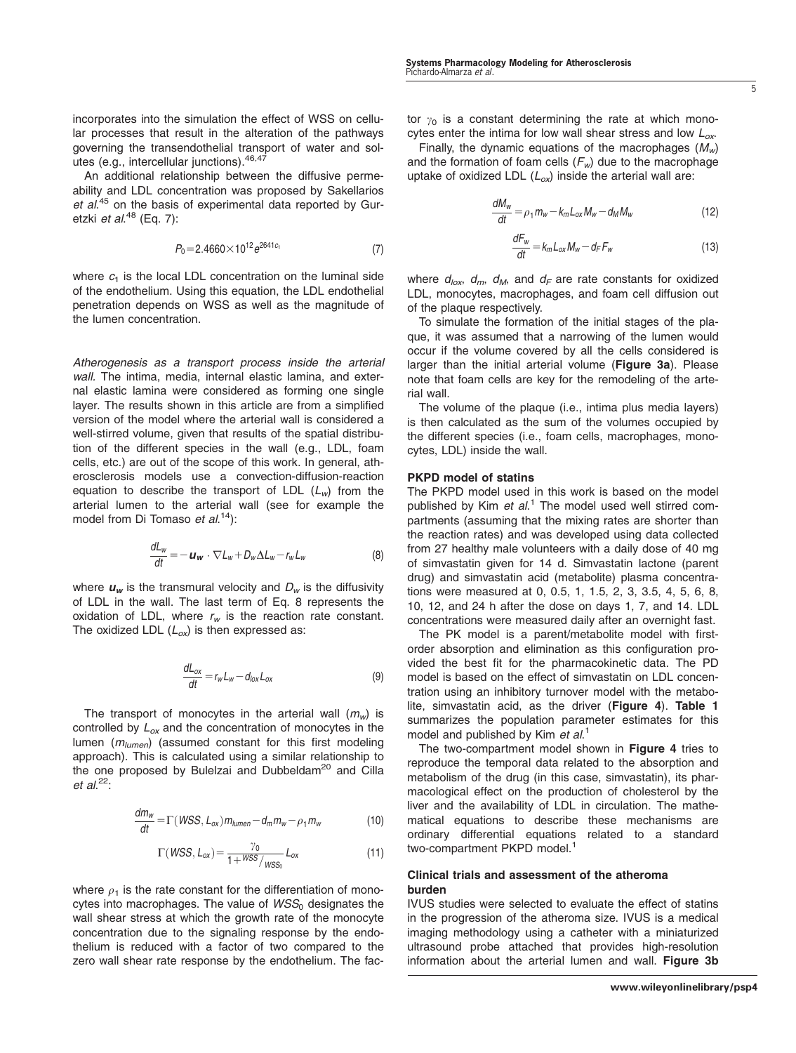incorporates into the simulation the effect of WSS on cellular processes that result in the alteration of the pathways governing the transendothelial transport of water and solutes (e.g., intercellular junctions).[46,47]

An additional relationship between the diffusive permeability and LDL concentration was proposed by Sakellarios *et al.*[45] on the basis of experimental data reported by Guretzki *et al.*[48] (Eq. 7):

$$P_0 = 2.4660 \times 10^{12} e^{2641 c_1} \tag{7}$$

where $c_1$ is the local LDL concentration on the luminal side of the endothelium. Using this equation, the LDL endothelial penetration depends on WSS as well as the magnitude of the lumen concentration.

*Atherogenesis as a transport process inside the arterial wall.* The intima, media, internal elastic lamina, and external elastic lamina were considered as forming one single layer. The results shown in this article are from a simplified version of the model where the arterial wall is considered a well-stirred volume, given that results of the spatial distribution of the different species in the wall (e.g., LDL, foam cells, etc.) are out of the scope of this work. In general, atherosclerosis models use a convection-diffusion-reaction equation to describe the transport of LDL ($L_w$) from the arterial lumen to the arterial wall (see for example the model from Di Tomaso *et al.*[14]):

$$\frac{dL_w}{dt} = -\boldsymbol{u_w} \cdot \nabla L_w + D_w \Delta L_w - r_w L_w \tag{8}$$

where $\boldsymbol{u_w}$ is the transmural velocity and $D_w$ is the diffusivity of LDL in the wall. The last term of Eq. 8 represents the oxidation of LDL, where $r_w$ is the reaction rate constant. The oxidized LDL ($L_{ox}$) is then expressed as:

$$\frac{dL_{ox}}{dt} = r_w L_w - d_{lox} L_{ox} \tag{9}$$

The transport of monocytes in the arterial wall ($m_w$) is controlled by $L_{ox}$ and the concentration of monocytes in the lumen ($m_{lumen}$) (assumed constant for this first modeling approach). This is calculated using a similar relationship to the one proposed by Bulelzai and Dubbeldam[20] and Cilla *et al.*[22]:

$$\frac{dm_w}{dt} = \Gamma(WSS, L_{ox}) m_{lumen} - d_m m_w - \rho_1 m_w \tag{10}$$

$$\Gamma(WSS, L_{ox}) = \frac{\gamma_0}{1 + {WSS}/{WSS_0}} L_{ox} \tag{11}$$

where $\rho_1$ is the rate constant for the differentiation of monocytes into macrophages. The value of $WSS_0$ designates the wall shear stress at which the growth rate of the monocyte concentration due to the signaling response by the endothelium is reduced with a factor of two compared to the zero wall shear rate response by the endothelium. The factor $\gamma_0$ is a constant determining the rate at which monocytes enter the intima for low wall shear stress and low $L_{ox}$.

Finally, the dynamic equations of the macrophages ($M_w$) and the formation of foam cells ($F_w$) due to the macrophage uptake of oxidized LDL ($L_{ox}$) inside the arterial wall are:

$$\frac{dM_w}{dt} = \rho_1 m_w - k_m L_{ox} M_w - d_M M_w \tag{12}$$

$$\frac{dF_w}{dt} = k_m L_{ox} M_w - d_F F_w \tag{13}$$

where $d_{lox}$, $d_m$, $d_M$, and $d_F$ are rate constants for oxidized LDL, monocytes, macrophages, and foam cell diffusion out of the plaque respectively.

To simulate the formation of the initial stages of the plaque, it was assumed that a narrowing of the lumen would occur if the volume covered by all the cells considered is larger than the initial arterial volume (**Figure 3a**). Please note that foam cells are key for the remodeling of the arterial wall.

The volume of the plaque (i.e., intima plus media layers) is then calculated as the sum of the volumes occupied by the different species (i.e., foam cells, macrophages, monocytes, LDL) inside the wall.

### PKPD model of statins

The PKPD model used in this work is based on the model published by Kim *et al.*[1] The model used well stirred compartments (assuming that the mixing rates are shorter than the reaction rates) and was developed using data collected from 27 healthy male volunteers with a daily dose of 40 mg of simvastatin given for 14 d. Simvastatin lactone (parent drug) and simvastatin acid (metabolite) plasma concentrations were measured at 0, 0.5, 1, 1.5, 2, 3, 3.5, 4, 5, 6, 8, 10, 12, and 24 h after the dose on days 1, 7, and 14. LDL concentrations were measured daily after an overnight fast.

The PK model is a parent/metabolite model with first-order absorption and elimination as this configuration provided the best fit for the pharmacokinetic data. The PD model is based on the effect of simvastatin on LDL concentration using an inhibitory turnover model with the metabolite, simvastatin acid, as the driver (**Figure 4**). **Table 1** summarizes the population parameter estimates for this model and published by Kim *et al.*[1]

The two-compartment model shown in **Figure 4** tries to reproduce the temporal data related to the absorption and metabolism of the drug (in this case, simvastatin), its pharmacological effect on the production of cholesterol by the liver and the availability of LDL in circulation. The mathematical equations to describe these mechanisms are ordinary differential equations related to a standard two-compartment PKPD model.[1]

### Clinical trials and assessment of the atheroma burden

IVUS studies were selected to evaluate the effect of statins in the progression of the atheroma size. IVUS is a medical imaging methodology using a catheter with a miniaturized ultrasound probe attached that provides high-resolution information about the arterial lumen and wall. **Figure 3b**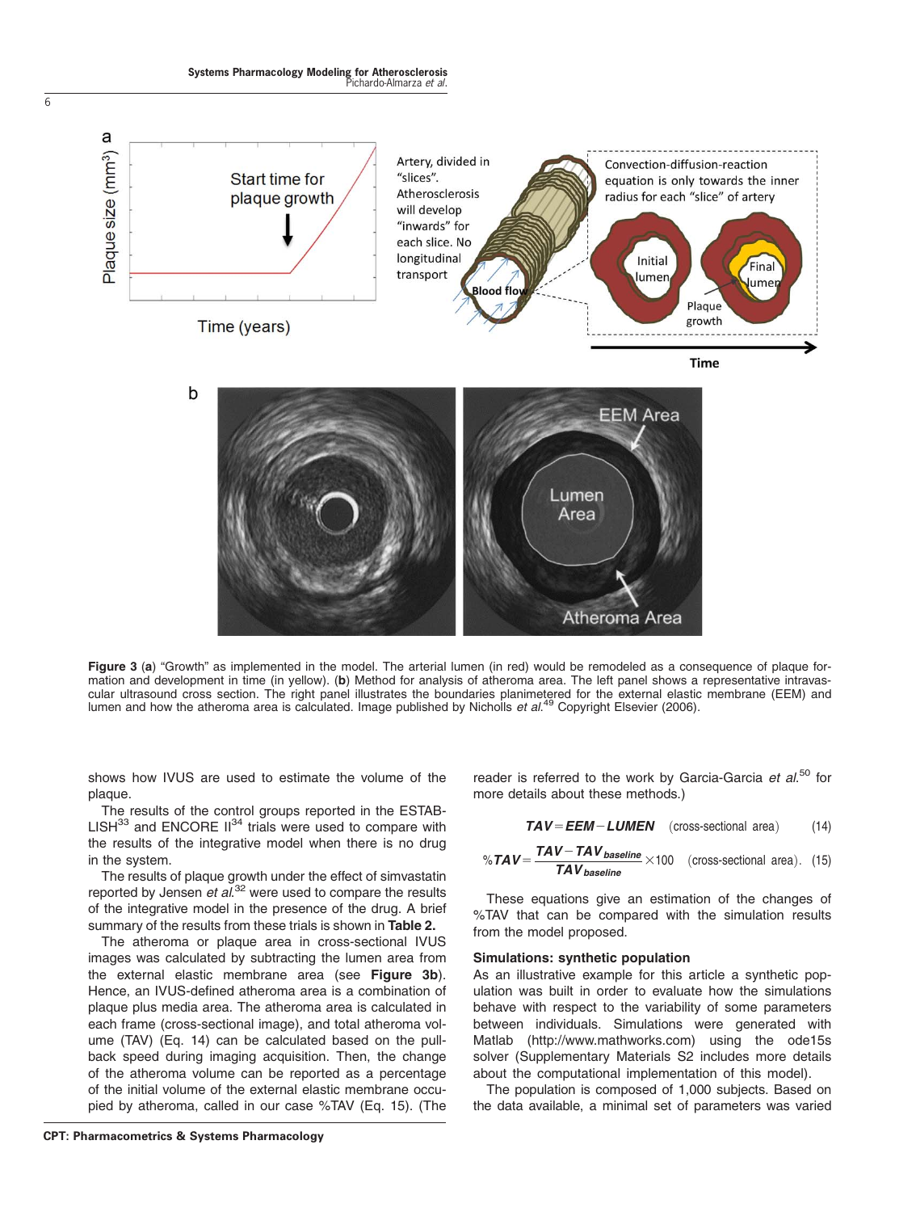Figure 3 (**a**) "Growth" as implemented in the model. The arterial lumen (in red) would be remodeled as a consequence of plaque formation and development in time (in yellow). (**b**) Method for analysis of atheroma area. The left panel shows a representative intravascular ultrasound cross section. The right panel illustrates the boundaries planimetered for the external elastic membrane (EEM) and lumen and how the atheroma area is calculated. Image published by Nicholls *et al.*[49] Copyright Elsevier (2006).

shows how IVUS are used to estimate the volume of the plaque.

The results of the control groups reported in the ESTABLISH[33] and ENCORE II[34] trials were used to compare with the results of the integrative model when there is no drug in the system.

The results of plaque growth under the effect of simvastatin reported by Jensen *et al.*[32] were used to compare the results of the integrative model in the presence of the drug. A brief summary of the results from these trials is shown in **Table 2.**

The atheroma or plaque area in cross-sectional IVUS images was calculated by subtracting the lumen area from the external elastic membrane area (see **Figure 3b**). Hence, an IVUS-defined atheroma area is a combination of plaque plus media area. The atheroma area is calculated in each frame (cross-sectional image), and total atheroma volume (TAV) (Eq. 14) can be calculated based on the pullback speed during imaging acquisition. Then, the change of the atheroma volume can be reported as a percentage of the initial volume of the external elastic membrane occupied by atheroma, called in our case %TAV (Eq. 15). (The reader is referred to the work by Garcia-Garcia *et al.*[50] for more details about these methods.)

$$\boldsymbol{TAV} = \boldsymbol{EEM} - \boldsymbol{LUMEN} \quad \text{(cross-sectional area)} \tag{14}$$

$$\%\boldsymbol{TAV} = \frac{\boldsymbol{TAV} - \boldsymbol{TAV}_{\boldsymbol{baseline}}}{\boldsymbol{TAV}_{\boldsymbol{baseline}}} \times 100 \quad \text{(cross-sectional area)}. \tag{15}$$

These equations give an estimation of the changes of %TAV that can be compared with the simulation results from the model proposed.

### Simulations: synthetic population

As an illustrative example for this article a synthetic population was built in order to evaluate how the simulations behave with respect to the variability of some parameters between individuals. Simulations were generated with Matlab (http://www.mathworks.com) using the ode15s solver (Supplementary Materials S2 includes more details about the computational implementation of this model).

The population is composed of 1,000 subjects. Based on the data available, a minimal set of parameters was varied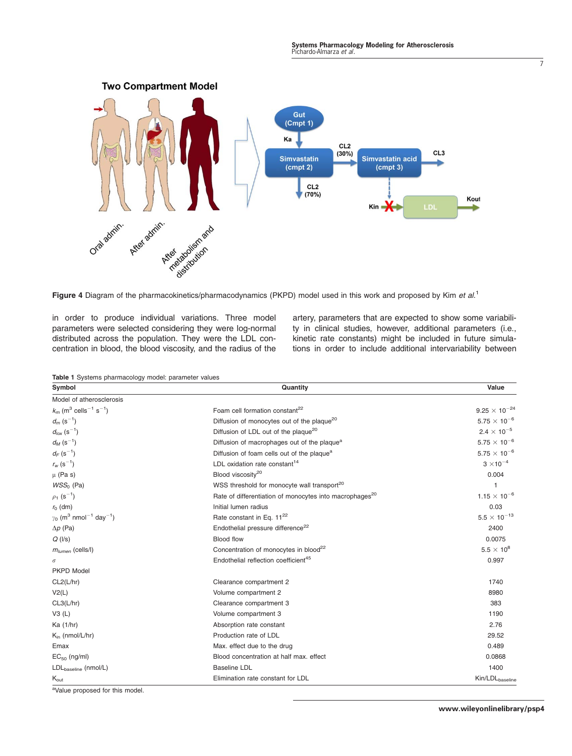**Figure 4** Diagram of the pharmacokinetics/pharmacodynamics (PKPD) model used in this work and proposed by Kim *et al.*[1]

in order to produce individual variations. Three model parameters were selected considering they were log-normal distributed across the population. They were the LDL concentration in blood, the blood viscosity, and the radius of the artery, parameters that are expected to show some variability in clinical studies, however, additional parameters (i.e., kinetic rate constants) might be included in future simulations in order to include additional intervariability between

**Table 1** Systems pharmacology model: parameter values

| Symbol | Quantity | Value |
|---|---|---|
| Model of atherosclerosis | | |
| $k_m$ ($m^3$ $cells^{-1}$ $s^{-1}$) | Foam cell formation constant[22] | $9.25 \times 10^{-24}$ |
| $d_m$ ($s^{-1}$) | Diffusion of monocytes out of the plaque[20] | $5.75 \times 10^{-6}$ |
| $d_{lox}$ ($s^{-1}$) | Diffusion of LDL out of the plaque[20] | $2.4 \times 10^{-5}$ |
| $d_M$ ($s^{-1}$) | Diffusion of macrophages out of the plaque[a] | $5.75 \times 10^{-6}$ |
| $d_F$ ($s^{-1}$) | Diffusion of foam cells out of the plaque[a] | $5.75 \times 10^{-6}$ |
| $r_w$ ($s^{-1}$) | LDL oxidation rate constant[14] | $3 \times 10^{-4}$ |
| $\mu$ (Pa s) | Blood viscosity[20] | 0.004 |
| $WSS_0$ (Pa) | WSS threshold for monocyte wall transport[20] | 1 |
| $\rho_1$ ($s^{-1}$) | Rate of differentiation of monocytes into macrophages[20] | $1.15 \times 10^{-6}$ |
| $r_0$ (dm) | Initial lumen radius | 0.03 |
| $\gamma_0$ ($m^3$ $nmol^{-1}$ $day^{-1}$) | Rate constant in Eq. 11[22] | $5.5 \times 10^{-13}$ |
| $\Delta p$ (Pa) | Endothelial pressure difference[22] | 2400 |
| $Q$ (l/s) | Blood flow | 0.0075 |
| $m_{lumen}$ (cells/l) | Concentration of monocytes in blood[22] | $5.5 \times 10^{8}$ |
| $\sigma$ | Endothelial reflection coefficient[45] | 0.997 |
| PKPD Model | | |
| CL2(L/hr) | Clearance compartment 2 | 1740 |
| V2(L) | Volume compartment 2 | 8980 |
| CL3(L/hr) | Clearance compartment 3 | 383 |
| V3 (L) | Volume compartment 3 | 1190 |
| Ka (1/hr) | Absorption rate constant | 2.76 |
| $K_{in}$ (nmol/L/hr) | Production rate of LDL | 29.52 |
| Emax | Max. effect due to the drug | 0.489 |
| $EC_{50}$ (ng/ml) | Blood concentration at half max. effect | 0.0868 |
| $LDL_{baseline}$ (nmol/L) | Baseline LDL | 1400 |
| $K_{out}$ | Elimination rate constant for LDL | $Kin/LDL_{baseline}$ |

[a]Value proposed for this model.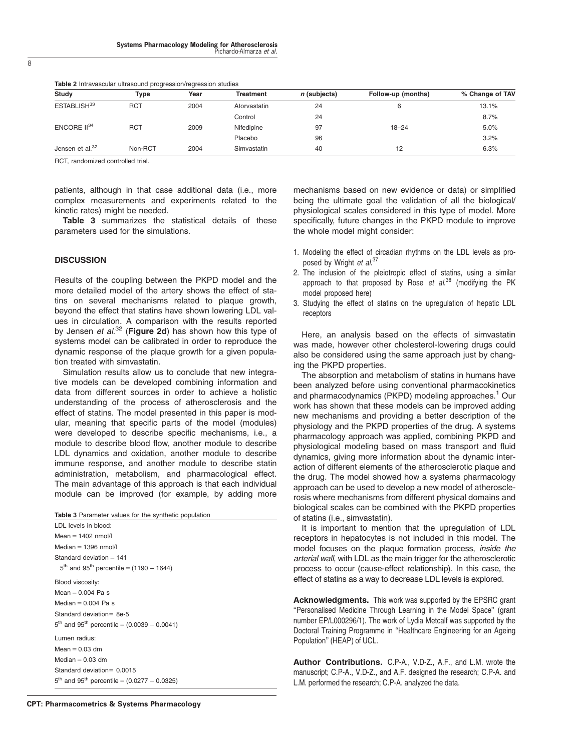**Table 2** Intravascular ultrasound progression/regression studies

| Study | Type | Year | Treatment | *n* (subjects) | Follow-up (months) | % Change of TAV |
|---|---|---|---|---|---|---|
| ESTABLISH[33] | RCT | 2004 | Atorvastatin | 24 | 6 | 13.1% |
| | | | Control | 24 | | 8.7% |
| ENCORE II[34] | RCT | 2009 | Nifedipine | 97 | 18–24 | 5.0% |
| | | | Placebo | 96 | | 3.2% |
| Jensen et al.[32] | Non-RCT | 2004 | Simvastatin | 40 | 12 | 6.3% |

RCT, randomized controlled trial.

patients, although in that case additional data (i.e., more complex measurements and experiments related to the kinetic rates) might be needed.

**Table 3** summarizes the statistical details of these parameters used for the simulations.

## DISCUSSION

Results of the coupling between the PKPD model and the more detailed model of the artery shows the effect of statins on several mechanisms related to plaque growth, beyond the effect that statins have shown lowering LDL values in circulation. A comparison with the results reported by Jensen *et al.*[32] (**Figure 2d**) has shown how this type of systems model can be calibrated in order to reproduce the dynamic response of the plaque growth for a given population treated with simvastatin.

Simulation results allow us to conclude that new integrative models can be developed combining information and data from different sources in order to achieve a holistic understanding of the process of atherosclerosis and the effect of statins. The model presented in this paper is modular, meaning that specific parts of the model (modules) were developed to describe specific mechanisms, i.e., a module to describe blood flow, another module to describe LDL dynamics and oxidation, another module to describe immune response, and another module to describe statin administration, metabolism, and pharmacological effect. The main advantage of this approach is that each individual module can be improved (for example, by adding more mechanisms based on new evidence or data) or simplified being the ultimate goal the validation of all the biological/physiological scales considered in this type of model. More specifically, future changes in the PKPD module to improve the whole model might consider:

1. Modeling the effect of circadian rhythms on the LDL levels as proposed by Wright *et al.*[37]
2. The inclusion of the pleiotropic effect of statins, using a similar approach to that proposed by Rose *et al.*[38] (modifying the PK model proposed here)
3. Studying the effect of statins on the upregulation of hepatic LDL receptors

Here, an analysis based on the effects of simvastatin was made, however other cholesterol-lowering drugs could also be considered using the same approach just by changing the PKPD properties.

The absorption and metabolism of statins in humans have been analyzed before using conventional pharmacokinetics and pharmacodynamics (PKPD) modeling approaches.[1] Our work has shown that these models can be improved adding new mechanisms and providing a better description of the physiology and the PKPD properties of the drug. A systems pharmacology approach was applied, combining PKPD and physiological modeling based on mass transport and fluid dynamics, giving more information about the dynamic interaction of different elements of the atherosclerotic plaque and the drug. The model showed how a systems pharmacology approach can be used to develop a new model of atherosclerosis where mechanisms from different physical domains and biological scales can be combined with the PKPD properties of statins (i.e., simvastatin).

It is important to mention that the upregulation of LDL receptors in hepatocytes is not included in this model. The model focuses on the plaque formation process, *inside the arterial wall*, with LDL as the main trigger for the atherosclerotic process to occur (cause-effect relationship). In this case, the effect of statins as a way to decrease LDL levels is explored.

**Table 3** Parameter values for the synthetic population

LDL levels in blood:
Mean = 1402 nmol/l
Median = 1396 nmol/l
Standard deviation = 141
$5^{th}$ and $95^{th}$ percentile = (1190 – 1644)

Blood viscosity:
Mean = 0.004 Pa s
Median = 0.004 Pa s
Standard deviation= 8e-5
$5^{th}$ and $95^{th}$ percentile = (0.0039 – 0.0041)

Lumen radius:
Mean = 0.03 dm
Median = 0.03 dm
Standard deviation= 0.0015
$5^{th}$ and $95^{th}$ percentile = (0.0277 – 0.0325)

**Acknowledgments.** This work was supported by the EPSRC grant "Personalised Medicine Through Learning in the Model Space" (grant number EP/L000296/1). The work of Lydia Metcalf was supported by the Doctoral Training Programme in "Healthcare Engineering for an Ageing Population" (HEAP) of UCL.

**Author Contributions.** C.P-A., V.D-Z., A.F., and L.M. wrote the manuscript; C.P-A., V.D-Z., and A.F. designed the research; C.P-A. and L.M. performed the research; C.P-A. analyzed the data.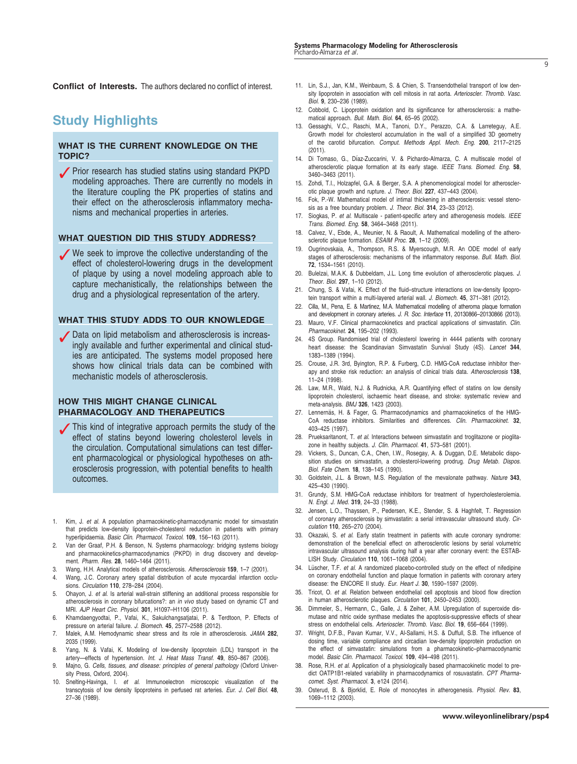**Conflict of Interests.** The authors declared no conflict of interest.

## Study Highlights

### WHAT IS THE CURRENT KNOWLEDGE ON THE TOPIC?

✓ Prior research has studied statins using standard PKPD modeling approaches. There are currently no models in the literature coupling the PK properties of statins and their effect on the atherosclerosis inflammatory mechanisms and mechanical properties in arteries.

### WHAT QUESTION DID THIS STUDY ADDRESS?

✓ We seek to improve the collective understanding of the effect of cholesterol-lowering drugs in the development of plaque by using a novel modeling approach able to capture mechanistically, the relationships between the drug and a physiological representation of the artery.

### WHAT THIS STUDY ADDS TO OUR KNOWLEDGE

✓ Data on lipid metabolism and atherosclerosis is increasingly available and further experimental and clinical studies are anticipated. The systems model proposed here shows how clinical trials data can be combined with mechanistic models of atherosclerosis.

### HOW THIS MIGHT CHANGE CLINICAL PHARMACOLOGY AND THERAPEUTICS

✓ This kind of integrative approach permits the study of the effect of statins beyond lowering cholesterol levels in the circulation. Computational simulations can test different pharmacological or physiological hypotheses on atherosclerosis progression, with potential benefits to health outcomes.

1. Kim, J. *et al.* A population pharmacokinetic-pharmacodynamic model for simvastatin that predicts low-density lipoprotein-cholesterol reduction in patients with primary hyperlipidaemia. *Basic Clin. Pharmacol. Toxicol.* **109**, 156–163 (2011).
2. Van der Graaf, P.H. & Benson, N. Systems pharmacology: bridging systems biology and pharmacokinetics-pharmacodynamics (PKPD) in drug discovery and development. *Pharm. Res.* **28**, 1460–1464 (2011).
3. Wang, H.H. Analytical models of atherosclerosis. *Atherosclerosis* **159**, 1–7 (2001).
4. Wang, J.C. Coronary artery spatial distribution of acute myocardial infarction occlusions. *Circulation* **110**, 278–284 (2004).
5. Ohayon, J. *et al.* Is arterial wall-strain stiffening an additional process responsible for atherosclerosis in coronary bifurcations?: an *in vivo* study based on dynamic CT and MRI. *AJP Heart Circ. Physiol.* **301**, H1097–H1106 (2011).
6. Khamdaengyodtai, P., Vafai, K., Sakulchangsatjatai, P. & Terdtoon, P. Effects of pressure on arterial failure. *J. Biomech.* **45**, 2577–2588 (2012).
7. Malek, A.M. Hemodynamic shear stress and its role in atherosclerosis. *JAMA* **282**, 2035 (1999).
8. Yang, N. & Vafai, K. Modeling of low-density lipoprotein (LDL) transport in the artery—effects of hypertension. *Int. J. Heat Mass Transf.* **49**, 850–867 (2006).
9. Majno, G. *Cells, tissues, and disease: principles of general pathology* (Oxford University Press, Oxford, 2004).
10. Snelting-Havinga, I. *et al.* Immunoelectron microscopic visualization of the transcytosis of low density lipoproteins in perfused rat arteries. *Eur. J. Cell Biol.* **48**, 27–36 (1989).
11. Lin, S.J., Jan, K.M., Weinbaum, S. & Chien, S. Transendothelial transport of low density lipoprotein in association with cell mitosis in rat aorta. *Arterioscler. Thromb. Vasc. Biol.* **9**, 230–236 (1989).
12. Cobbold, C. Lipoprotein oxidation and its significance for atherosclerosis: a mathematical approach. *Bull. Math. Biol.* **64**, 65–95 (2002).
13. Gessaghi, V.C., Raschi, M.A., Tanoni, D.Y., Perazzo, C.A. & Larreteguy, A.E. Growth model for cholesterol accumulation in the wall of a simplified 3D geometry of the carotid bifurcation. *Comput. Methods Appl. Mech. Eng.* **200**, 2117–2125 (2011).
14. Di Tomaso, G., Díaz-Zuccarini, V. & Pichardo-Almarza, C. A multiscale model of atherosclerotic plaque formation at its early stage. *IEEE Trans. Biomed. Eng.* **58**, 3460–3463 (2011).
15. Zohdi, T.I., Holzapfel, G.A. & Berger, S.A. A phenomenological model for atherosclerotic plaque growth and rupture. *J. Theor. Biol.* **227**, 437–443 (2004).
16. Fok, P.-W. Mathematical model of intimal thickening in atherosclerosis: vessel stenosis as a free boundary problem. *J. Theor. Biol.* **314**, 23–33 (2012).
17. Siogkas, P. *et al.* Multiscale - patient-specific artery and atherogenesis models. *IEEE Trans. Biomed. Eng.* **58**, 3464–3468 (2011).
18. Calvez, V., Ebde, A., Meunier, N. & Raoult, A. Mathematical modelling of the atherosclerotic plaque formation. *ESAIM Proc.* **28**, 1–12 (2009).
19. Ougrinovskaia, A., Thompson, R.S. & Myerscough, M.R. An ODE model of early stages of atherosclerosis: mechanisms of the inflammatory response. *Bull. Math. Biol.* **72**, 1534–1561 (2010).
20. Bulelzai, M.A.K. & Dubbeldam, J.L. Long time evolution of atherosclerotic plaques. *J. Theor. Biol.* **297**, 1–10 (2012).
21. Chung, S. & Vafai, K. Effect of the fluid–structure interactions on low-density lipoprotein transport within a multi-layered arterial wall. *J. Biomech.* **45**, 371–381 (2012).
22. Cilla, M., Pena, E. & Martinez, M.A. Mathematical modelling of atheroma plaque formation and development in coronary arteries. *J. R. Soc. Interface* **11**, 20130866–20130866 (2013).
23. Mauro, V.F. Clinical pharmacokinetics and practical applications of simvastatin. *Clin. Pharmacokinet.* **24**, 195–202 (1993).
24. 4S Group. Randomised trial of cholesterol lowering in 4444 patients with coronary heart disease: the Scandinavian Simvastatin Survival Study (4S). *Lancet* **344**, 1383–1389 (1994).
25. Crouse, J.R. 3rd, Byington, R.P. & Furberg, C.D. HMG-CoA reductase inhibitor therapy and stroke risk reduction: an analysis of clinical trials data. *Atherosclerosis* **138**, 11–24 (1998).
26. Law, M.R., Wald, N.J. & Rudnicka, A.R. Quantifying effect of statins on low density lipoprotein cholesterol, ischaemic heart disease, and stroke: systematic review and meta-analysis. *BMJ* **326**, 1423 (2003).
27. Lennernäs, H. & Fager, G. Pharmacodynamics and pharmacokinetics of the HMG-CoA reductase inhibitors. Similarities and differences. *Clin. Pharmacokinet.* **32**, 403–425 (1997).
28. Prueksaritanont, T. *et al.* Interactions between simvastatin and troglitazone or pioglitazone in healthy subjects. *J. Clin. Pharmacol.* **41**, 573–581 (2001).
29. Vickers, S., Duncan, C.A., Chen, I.W., Rosegay, A. & Duggan, D.E. Metabolic disposition studies on simvastatin, a cholesterol-lowering prodrug. *Drug Metab. Dispos. Biol. Fate Chem.* **18**, 138–145 (1990).
30. Goldstein, J.L. & Brown, M.S. Regulation of the mevalonate pathway. *Nature* **343**, 425–430 (1990).
31. Grundy, S.M. HMG-CoA reductase inhibitors for treatment of hypercholesterolemia. *N. Engl. J. Med.* **319**, 24–33 (1988).
32. Jensen, L.O., Thayssen, P., Pedersen, K.E., Stender, S. & Haghfelt, T. Regression of coronary atherosclerosis by simvastatin: a serial intravascular ultrasound study. *Circulation* **110**, 265–270 (2004).
33. Okazaki, S. *et al.* Early statin treatment in patients with acute coronary syndrome: demonstration of the beneficial effect on atherosclerotic lesions by serial volumetric intravascular ultrasound analysis during half a year after coronary event: the ESTABLISH Study. *Circulation* **110**, 1061–1068 (2004).
34. Lüscher, T.F. *et al.* A randomized placebo-controlled study on the effect of nifedipine on coronary endothelial function and plaque formation in patients with coronary artery disease: the ENCORE II study. *Eur. Heart J.* **30**, 1590–1597 (2009).
35. Tricot, O. *et al.* Relation between endothelial cell apoptosis and blood flow direction in human atherosclerotic plaques. *Circulation* **101**, 2450–2453 (2000).
36. Dimmeler, S., Hermann, C., Galle, J. & Zeiher, A.M. Upregulation of superoxide dismutase and nitric oxide synthase mediates the apoptosis-suppressive effects of shear stress on endothelial cells. *Arterioscler. Thromb. Vasc. Biol.* **19**, 656–664 (1999).
37. Wright, D.F.B., Pavan Kumar, V.V., Al-Sallami, H.S. & Duffull, S.B. The influence of dosing time, variable compliance and circadian low-density lipoprotein production on the effect of simvastatin: simulations from a pharmacokinetic–pharmacodynamic model. *Basic Clin. Pharmacol. Toxicol.* **109**, 494–498 (2011).
38. Rose, R.H. *et al.* Application of a physiologically based pharmacokinetic model to predict OATP1B1-related variability in pharmacodynamics of rosuvastatin. *CPT Pharmacomet. Syst. Pharmacol.* **3**, e124 (2014).
39. Osterud, B. & Bjorklid, E. Role of monocytes in atherogenesis. *Physiol. Rev.* **83**, 1069–1112 (2003).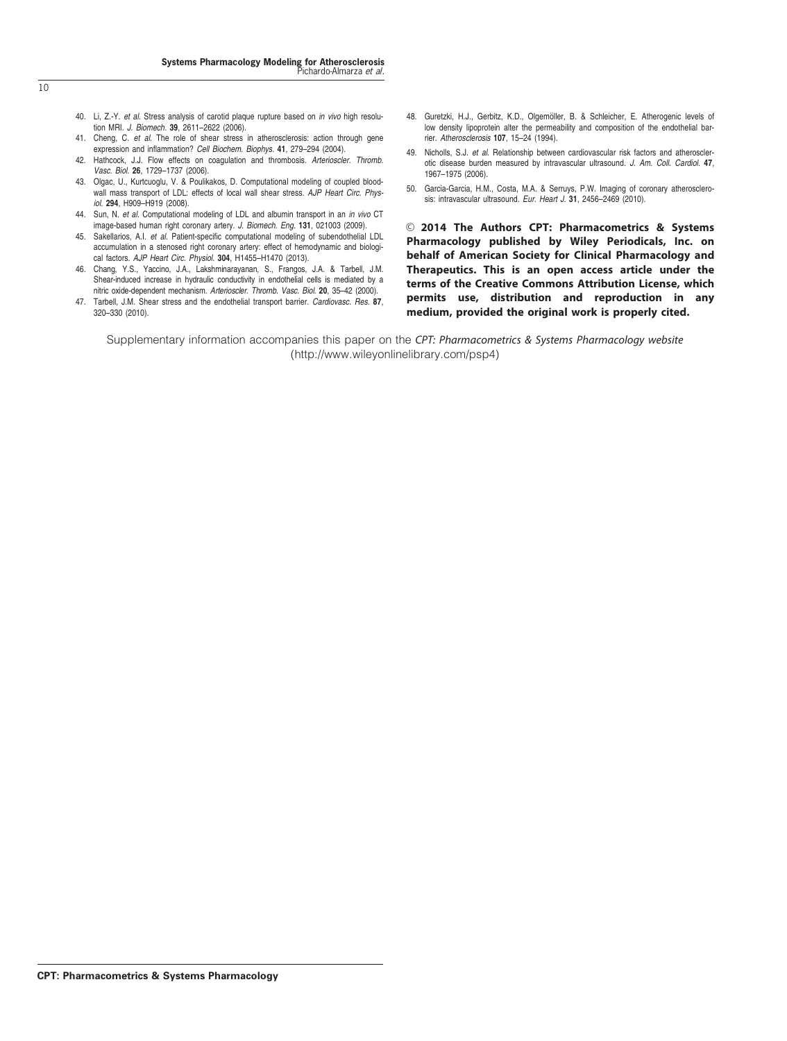40. Li, Z.-Y. *et al.* Stress analysis of carotid plaque rupture based on *in vivo* high resolution MRI. *J. Biomech.* **39**, 2611–2622 (2006).
41. Cheng, C. *et al.* The role of shear stress in atherosclerosis: action through gene expression and inflammation? *Cell Biochem. Biophys.* **41**, 279–294 (2004).
42. Hathcock, J.J. Flow effects on coagulation and thrombosis. *Arterioscler. Thromb. Vasc. Biol.* **26**, 1729–1737 (2006).
43. Olgac, U., Kurtcuoglu, V. & Poulikakos, D. Computational modeling of coupled blood-wall mass transport of LDL: effects of local wall shear stress. *AJP Heart Circ. Physiol.* **294**, H909–H919 (2008).
44. Sun, N. *et al.* Computational modeling of LDL and albumin transport in an *in vivo* CT image-based human right coronary artery. *J. Biomech. Eng.* **131**, 021003 (2009).
45. Sakellarios, A.I. *et al.* Patient-specific computational modeling of subendothelial LDL accumulation in a stenosed right coronary artery: effect of hemodynamic and biological factors. *AJP Heart Circ. Physiol.* **304**, H1455–H1470 (2013).
46. Chang, Y.S., Yaccino, J.A., Lakshminarayanan, S., Frangos, J.A. & Tarbell, J.M. Shear-induced increase in hydraulic conductivity in endothelial cells is mediated by a nitric oxide-dependent mechanism. *Arterioscler. Thromb. Vasc. Biol.* **20**, 35–42 (2000).
47. Tarbell, J.M. Shear stress and the endothelial transport barrier. *Cardiovasc. Res.* **87**, 320–330 (2010).
48. Guretzki, H.J., Gerbitz, K.D., Olgemöller, B. & Schleicher, E. Atherogenic levels of low density lipoprotein alter the permeability and composition of the endothelial barrier. *Atherosclerosis* **107**, 15–24 (1994).
49. Nicholls, S.J. *et al.* Relationship between cardiovascular risk factors and atherosclerotic disease burden measured by intravascular ultrasound. *J. Am. Coll. Cardiol.* **47**, 1967–1975 (2006).
50. Garcia-Garcia, H.M., Costa, M.A. & Serruys, P.W. Imaging of coronary atherosclerosis: intravascular ultrasound. *Eur. Heart J.* **31**, 2456–2469 (2010).

**© 2014 The Authors CPT: Pharmacometrics & Systems Pharmacology published by Wiley Periodicals, Inc. on behalf of American Society for Clinical Pharmacology and Therapeutics. This is an open access article under the terms of the Creative Commons Attribution License, which permits use, distribution and reproduction in any medium, provided the original work is properly cited.**

Supplementary information accompanies this paper on the *CPT: Pharmacometrics & Systems Pharmacology website* (http://www.wileyonlinelibrary.com/psp4)